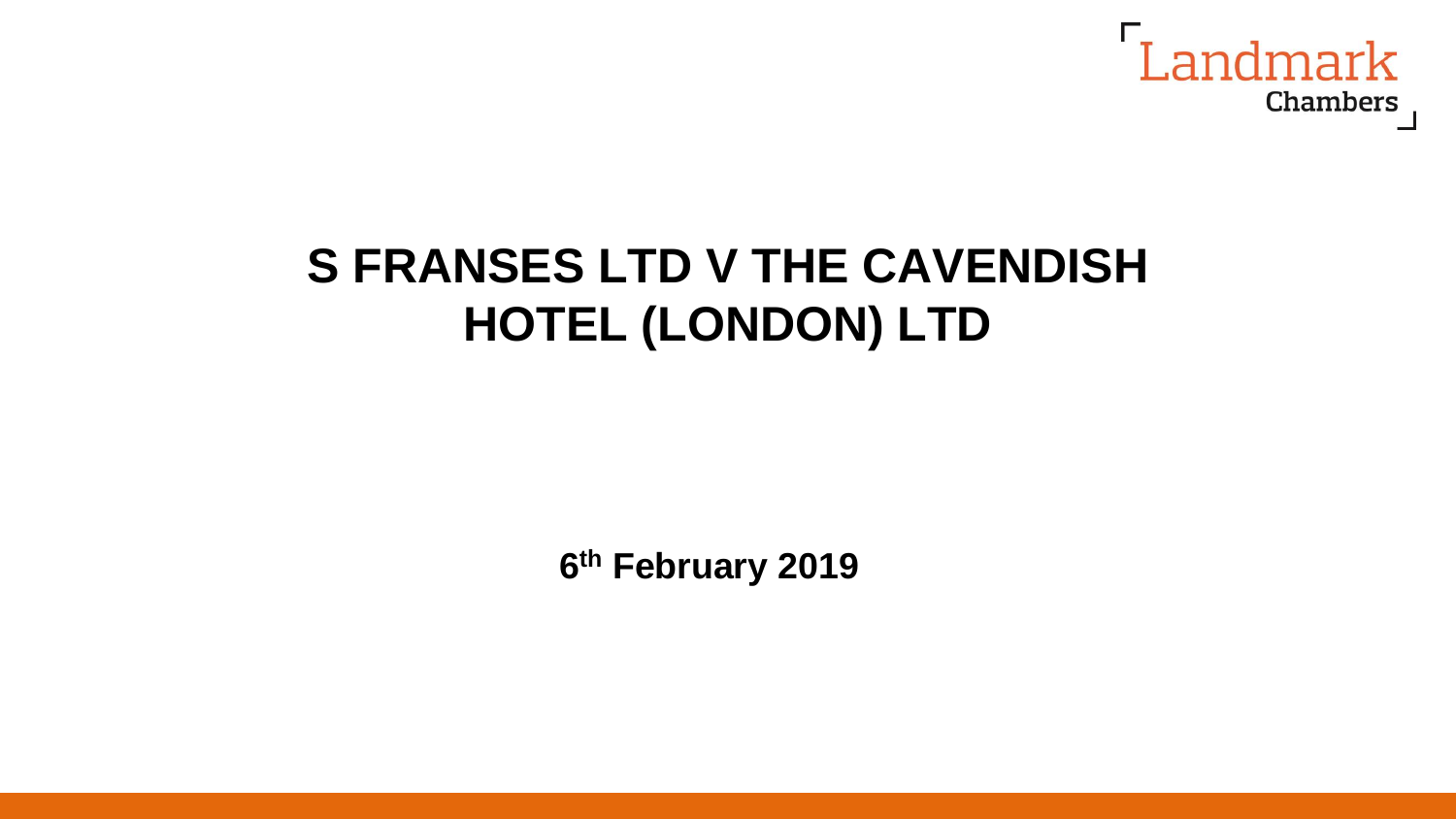# S FRANSES LTD V THE CAVENDISH HOTEL (LONDON) LTD

**6th February 2019**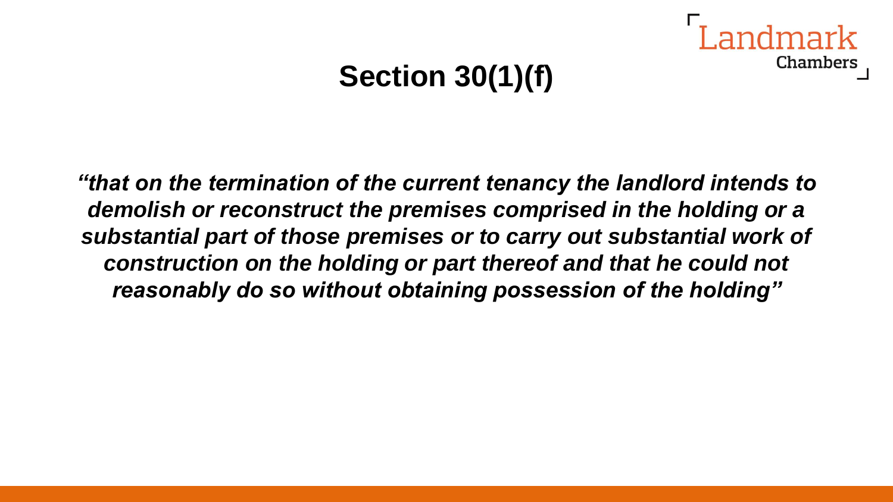# Section 30(1)(f)

***"that on the termination of the current tenancy the landlord intends to demolish or reconstruct the premises comprised in the holding or a substantial part of those premises or to carry out substantial work of construction on the holding or part thereof and that he could not reasonably do so without obtaining possession of the holding"***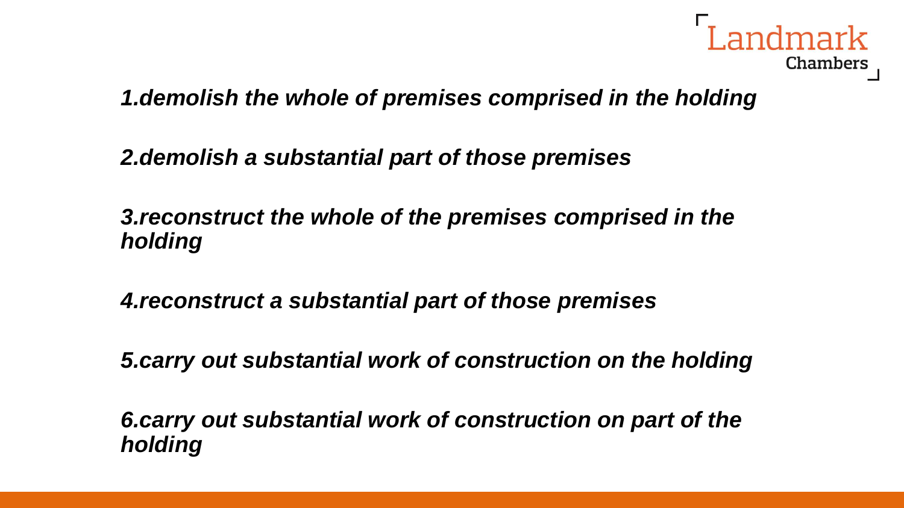1. *demolish the whole of premises comprised in the holding*

2. *demolish a substantial part of those premises*

3. *reconstruct the whole of the premises comprised in the holding*

4. *reconstruct a substantial part of those premises*

5. *carry out substantial work of construction on the holding*

6. *carry out substantial work of construction on part of the holding*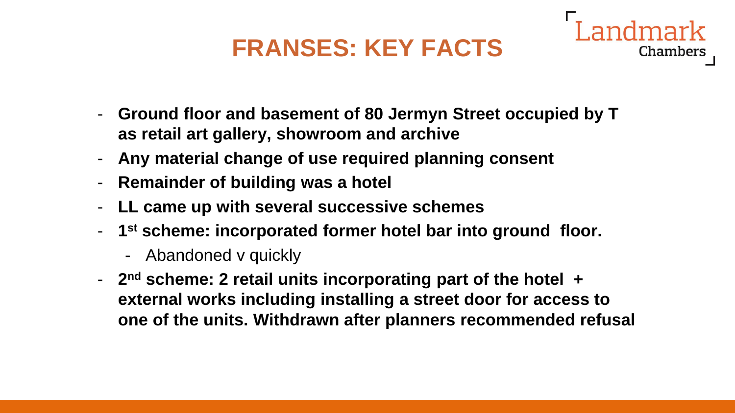# FRANSES: KEY FACTS

- **Ground floor and basement of 80 Jermyn Street occupied by T as retail art gallery, showroom and archive**
- **Any material change of use required planning consent**
- **Remainder of building was a hotel**
- **LL came up with several successive schemes**
- **1st scheme: incorporated former hotel bar into ground floor.**
  - Abandoned v quickly
- **2nd scheme: 2 retail units incorporating part of the hotel + external works including installing a street door for access to one of the units. Withdrawn after planners recommended refusal**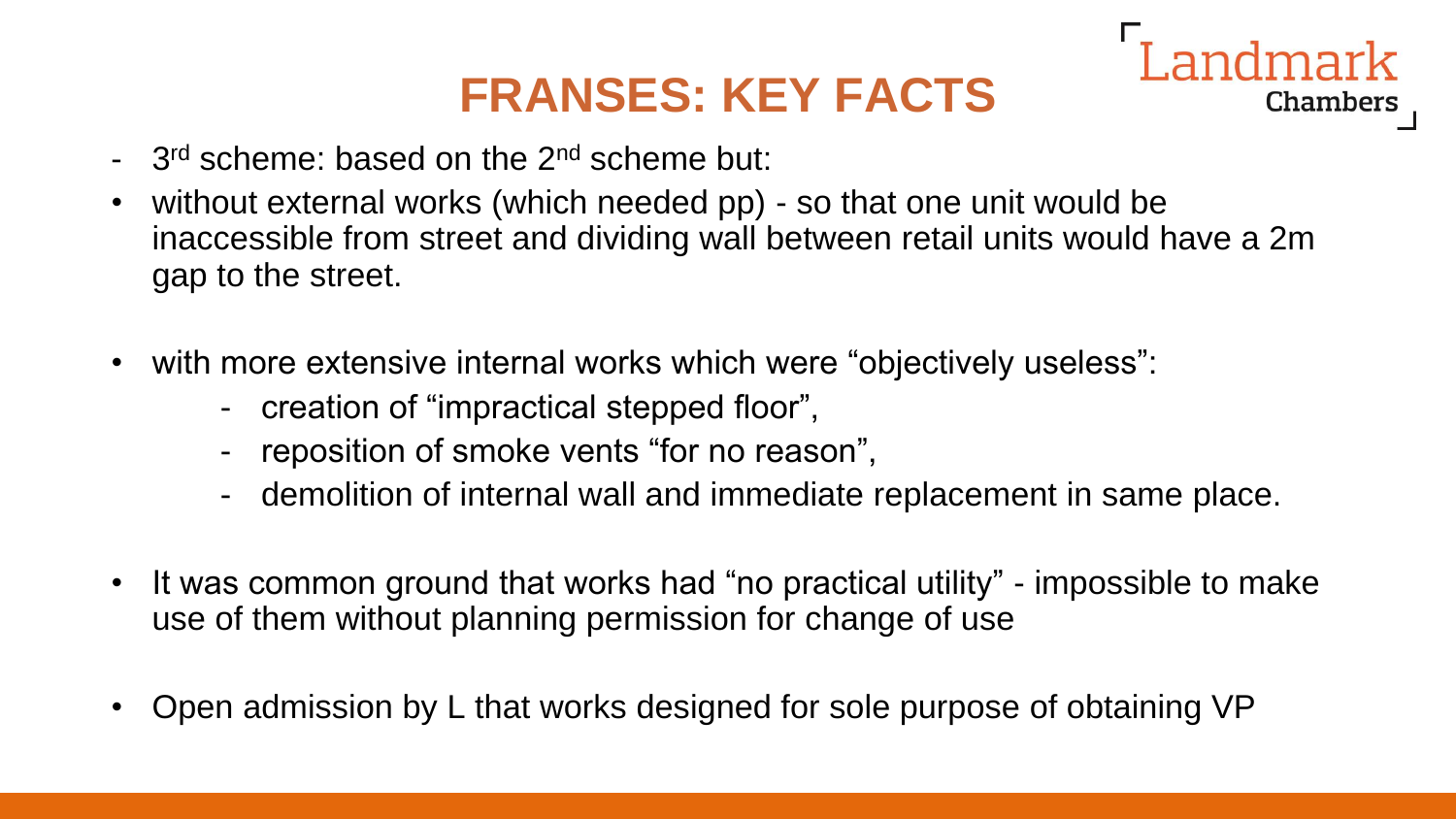# FRANSES: KEY FACTS

- 3rd scheme: based on the 2nd scheme but:
- without external works (which needed pp) - so that one unit would be inaccessible from street and dividing wall between retail units would have a 2m gap to the street.

- with more extensive internal works which were "objectively useless":
  - creation of "impractical stepped floor",
  - reposition of smoke vents "for no reason",
  - demolition of internal wall and immediate replacement in same place.

- It was common ground that works had "no practical utility" - impossible to make use of them without planning permission for change of use

- Open admission by L that works designed for sole purpose of obtaining VP